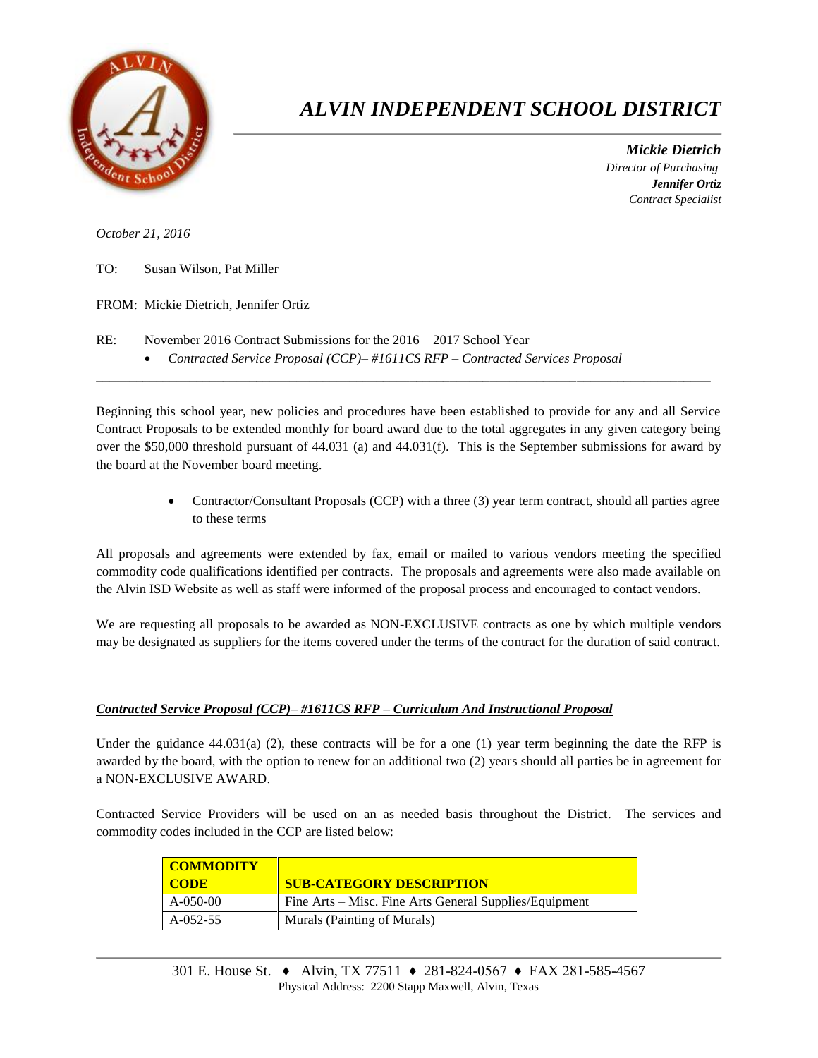# *ALVIN INDEPENDENT SCHOOL DISTRICT*

***Mickie Dietrich***
*Director of Purchasing*
***Jennifer Ortiz***
*Contract Specialist*

*October 21, 2016*

TO: Susan Wilson, Pat Miller

FROM: Mickie Dietrich, Jennifer Ortiz

RE: November 2016 Contract Submissions for the 2016 – 2017 School Year

- *Contracted Service Proposal (CCP)– #1611CS RFP – Contracted Services Proposal*

---

Beginning this school year, new policies and procedures have been established to provide for any and all Service Contract Proposals to be extended monthly for board award due to the total aggregates in any given category being over the $50,000 threshold pursuant of 44.031 (a) and 44.031(f). This is the September submissions for award by the board at the November board meeting.

- Contractor/Consultant Proposals (CCP) with a three (3) year term contract, should all parties agree to these terms

All proposals and agreements were extended by fax, email or mailed to various vendors meeting the specified commodity code qualifications identified per contracts. The proposals and agreements were also made available on the Alvin ISD Website as well as staff were informed of the proposal process and encouraged to contact vendors.

We are requesting all proposals to be awarded as NON-EXCLUSIVE contracts as one by which multiple vendors may be designated as suppliers for the items covered under the terms of the contract for the duration of said contract.

***Contracted Service Proposal (CCP)– #1611CS RFP – Curriculum And Instructional Proposal***

Under the guidance 44.031(a) (2), these contracts will be for a one (1) year term beginning the date the RFP is awarded by the board, with the option to renew for an additional two (2) years should all parties be in agreement for a NON-EXCLUSIVE AWARD.

Contracted Service Providers will be used on an as needed basis throughout the District. The services and commodity codes included in the CCP are listed below:

| COMMODITY CODE | SUB-CATEGORY DESCRIPTION |
|---|---|
| A-050-00 | Fine Arts – Misc. Fine Arts General Supplies/Equipment |
| A-052-55 | Murals (Painting of Murals) |

301 E. House St. ♦ Alvin, TX 77511 ♦ 281-824-0567 ♦ FAX 281-585-4567
Physical Address: 2200 Stapp Maxwell, Alvin, Texas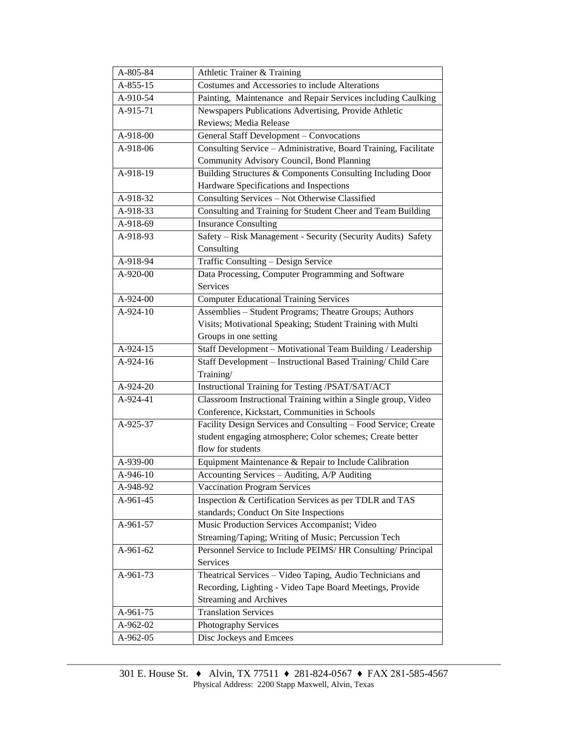| A-805-84 | Athletic Trainer & Training |
|---|---|
| A-855-15 | Costumes and Accessories to include Alterations |
| A-910-54 | Painting, Maintenance and Repair Services including Caulking |
| A-915-71 | Newspapers Publications Advertising, Provide Athletic Reviews; Media Release |
| A-918-00 | General Staff Development – Convocations |
| A-918-06 | Consulting Service – Administrative, Board Training, Facilitate Community Advisory Council, Bond Planning |
| A-918-19 | Building Structures & Components Consulting Including Door Hardware Specifications and Inspections |
| A-918-32 | Consulting Services – Not Otherwise Classified |
| A-918-33 | Consulting and Training for Student Cheer and Team Building |
| A-918-69 | Insurance Consulting |
| A-918-93 | Safety – Risk Management - Security (Security Audits) Safety Consulting |
| A-918-94 | Traffic Consulting – Design Service |
| A-920-00 | Data Processing, Computer Programming and Software Services |
| A-924-00 | Computer Educational Training Services |
| A-924-10 | Assemblies – Student Programs; Theatre Groups; Authors Visits; Motivational Speaking; Student Training with Multi Groups in one setting |
| A-924-15 | Staff Development – Motivational Team Building / Leadership |
| A-924-16 | Staff Development – Instructional Based Training/ Child Care Training/ |
| A-924-20 | Instructional Training for Testing /PSAT/SAT/ACT |
| A-924-41 | Classroom Instructional Training within a Single group, Video Conference, Kickstart, Communities in Schools |
| A-925-37 | Facility Design Services and Consulting – Food Service; Create student engaging atmosphere; Color schemes; Create better flow for students |
| A-939-00 | Equipment Maintenance & Repair to Include Calibration |
| A-946-10 | Accounting Services – Auditing, A/P Auditing |
| A-948-92 | Vaccination Program Services |
| A-961-45 | Inspection & Certification Services as per TDLR and TAS standards; Conduct On Site Inspections |
| A-961-57 | Music Production Services Accompanist; Video Streaming/Taping; Writing of Music; Percussion Tech |
| A-961-62 | Personnel Service to Include PEIMS/ HR Consulting/ Principal Services |
| A-961-73 | Theatrical Services – Video Taping, Audio Technicians and Recording, Lighting - Video Tape Board Meetings, Provide Streaming and Archives |
| A-961-75 | Translation Services |
| A-962-02 | Photography Services |
| A-962-05 | Disc Jockeys and Emcees |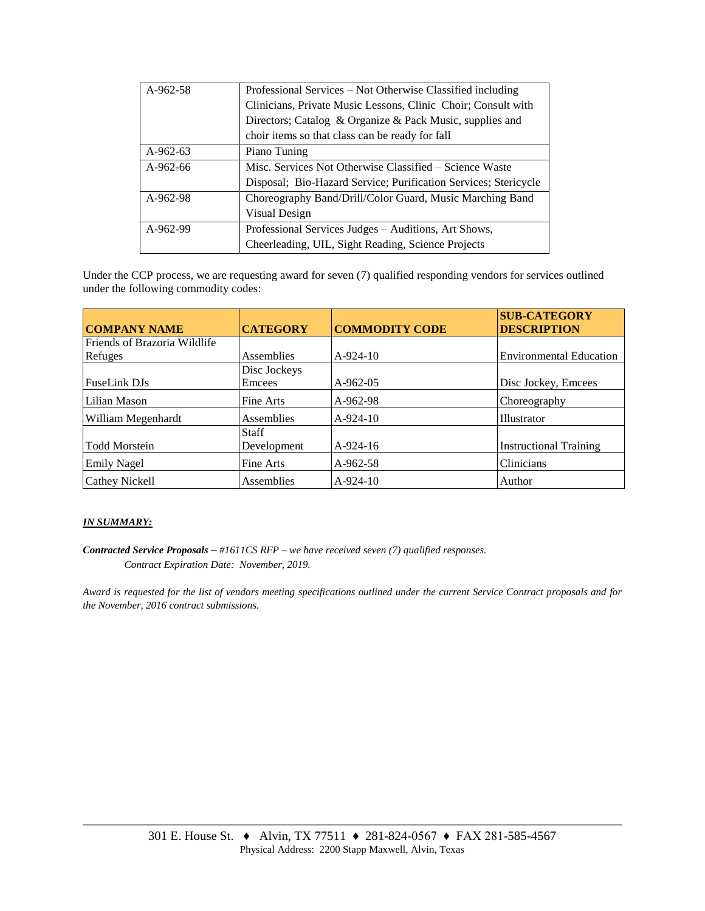| | |
|---|---|
| A-962-58 | Professional Services – Not Otherwise Classified including Clinicians, Private Music Lessons, Clinic Choir; Consult with Directors; Catalog & Organize & Pack Music, supplies and choir items so that class can be ready for fall |
| A-962-63 | Piano Tuning |
| A-962-66 | Misc. Services Not Otherwise Classified – Science Waste Disposal; Bio-Hazard Service; Purification Services; Stericycle |
| A-962-98 | Choreography Band/Drill/Color Guard, Music Marching Band Visual Design |
| A-962-99 | Professional Services Judges – Auditions, Art Shows, Cheerleading, UIL, Sight Reading, Science Projects |

Under the CCP process, we are requesting award for seven (7) qualified responding vendors for services outlined under the following commodity codes:

| COMPANY NAME | CATEGORY | COMMODITY CODE | SUB-CATEGORY DESCRIPTION |
|---|---|---|---|
| Friends of Brazoria Wildlife Refuges | Assemblies | A-924-10 | Environmental Education |
| FuseLink DJs | Disc Jockeys Emcees | A-962-05 | Disc Jockey, Emcees |
| Lilian Mason | Fine Arts | A-962-98 | Choreography |
| William Megenhardt | Assemblies | A-924-10 | Illustrator |
| Todd Morstein | Staff Development | A-924-16 | Instructional Training |
| Emily Nagel | Fine Arts | A-962-58 | Clinicians |
| Cathey Nickell | Assemblies | A-924-10 | Author |

***IN SUMMARY:***

***Contracted Service Proposals** – #1611CS RFP – we have received seven (7) qualified responses.*
*Contract Expiration Date: November, 2019.*

*Award is requested for the list of vendors meeting specifications outlined under the current Service Contract proposals and for the November, 2016 contract submissions.*